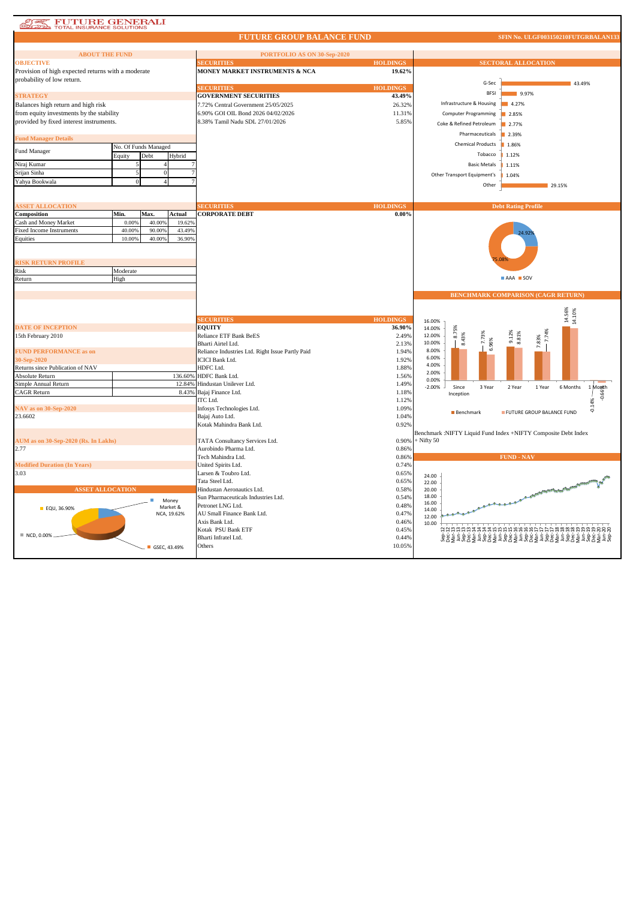FUTURE GENERALI
TOTAL INSURANCE SOLUTIONS

# FUTURE GROUP BALANCE FUND

**SFIN No. ULGF003150210FUTGRBALAN133**

## ABOUT THE FUND

**OBJECTIVE**

Provision of high expected returns with a moderate probability of low return.

**STRATEGY**

Balances high return and high risk from equity investments by the stability provided by fixed interest instruments.

**Fund Manager Details**

| Fund Manager | No. Of Funds Managed | | |
|---|---|---|---|
| | Equity | Debt | Hybrid |
| Niraj Kumar | 5 | 4 | 7 |
| Srijan Sinha | 5 | 0 | 7 |
| Yahya Bookwala | 0 | 4 | 7 |

**ASSET ALLOCATION**

| Composition | Min. | Max. | Actual |
|---|---|---|---|
| Cash and Money Market | 0.00% | 40.00% | 19.62% |
| Fixed Income Instruments | 40.00% | 90.00% | 43.49% |
| Equities | 10.00% | 40.00% | 36.90% |

**RISK RETURN PROFILE**

| | |
|---|---|
| Risk | Moderate |
| Return | High |

**DATE OF INCEPTION**

15th February 2010

**FUND PERFORMANCE as on 30-Sep-2020**

| Returns since Publication of NAV | |
|---|---|
| Absolute Return | 136.60% |
| Simple Annual Return | 12.84% |
| CAGR Return | 8.43% |

**NAV as on 30-Sep-2020**

23.6602

**AUM as on 30-Sep-2020 (Rs. In Lakhs)**

2.77

**Modified Duration (In Years)**

3.03

**ASSET ALLOCATION**

EQU, 36.90%; Money Market & NCA, 19.62%; NCD, 0.00%; GSEC, 43.49%

## PORTFOLIO AS ON 30-Sep-2020

| SECURITIES | HOLDINGS |
|---|---|
| **MONEY MARKET INSTRUMENTS & NCA** | **19.62%** |

| SECURITIES | HOLDINGS |
|---|---|
| **GOVERNMENT SECURITIES** | **43.49%** |
| 7.72% Central Government 25/05/2025 | 26.32% |
| 6.90% GOI OIL Bond 2026 04/02/2026 | 11.31% |
| 8.38% Tamil Nadu SDL 27/01/2026 | 5.85% |

| SECURITIES | HOLDINGS |
|---|---|
| **CORPORATE DEBT** | **0.00%** |

| SECURITIES | HOLDINGS |
|---|---|
| **EQUITY** | **36.90%** |
| Reliance ETF Bank BeES | 2.49% |
| Bharti Airtel Ltd. | 2.13% |
| Reliance Industries Ltd. Right Issue Partly Paid | 1.94% |
| ICICI Bank Ltd. | 1.92% |
| HDFC Ltd. | 1.88% |
| HDFC Bank Ltd. | 1.56% |
| Hindustan Unilever Ltd. | 1.49% |
| Bajaj Finance Ltd. | 1.18% |
| ITC Ltd. | 1.12% |
| Infosys Technologies Ltd. | 1.09% |
| Bajaj Auto Ltd. | 1.04% |
| Kotak Mahindra Bank Ltd. | 0.92% |
| TATA Consultancy Services Ltd. | 0.90% |
| Aurobindo Pharma Ltd. | 0.86% |
| Tech Mahindra Ltd. | 0.86% |
| United Spirits Ltd. | 0.74% |
| Larsen & Toubro Ltd. | 0.65% |
| Tata Steel Ltd. | 0.65% |
| Hindustan Aeronautics Ltd. | 0.58% |
| Sun Pharmaceuticals Industries Ltd. | 0.54% |
| Petronet LNG Ltd. | 0.48% |
| AU Small Finance Bank Ltd. | 0.47% |
| Axis Bank Ltd. | 0.46% |
| Kotak PSU Bank ETF | 0.45% |
| Bharti Infratel Ltd. | 0.44% |
| Others | 10.05% |

## SECTORAL ALLOCATION

| Sector | Allocation |
|---|---|
| G-Sec | 43.49% |
| BFSI | 9.97% |
| Infrastructure & Housing | 4.27% |
| Computer Programming | 2.85% |
| Coke & Refined Petroleum | 2.77% |
| Pharmaceuticals | 2.39% |
| Chemical Products | 1.86% |
| Tobacco | 1.12% |
| Basic Metals | 1.11% |
| Other Transport Equipment's | 1.04% |
| Other | 29.15% |

## Debt Rating Profile

AAA: 24.92%; SOV: 75.08%

## BENCHMARK COMPARISON (CAGR RETURN)

| | Since Inception | 3 Year | 2 Year | 1 Year | 6 Months | 1 Month |
|---|---|---|---|---|---|---|
| Benchmark | 8.75% | 7.73% | 9.12% | 7.83% | 14.56% | -0.14% |
| FUTURE GROUP BALANCE FUND | 8.43% | 6.96% | 8.81% | 7.74% | 14.10% | -0.66% |

Benchmark :NIFTY Liquid Fund Index +NIFTY Composite Debt Index + Nifty 50

## FUND - NAV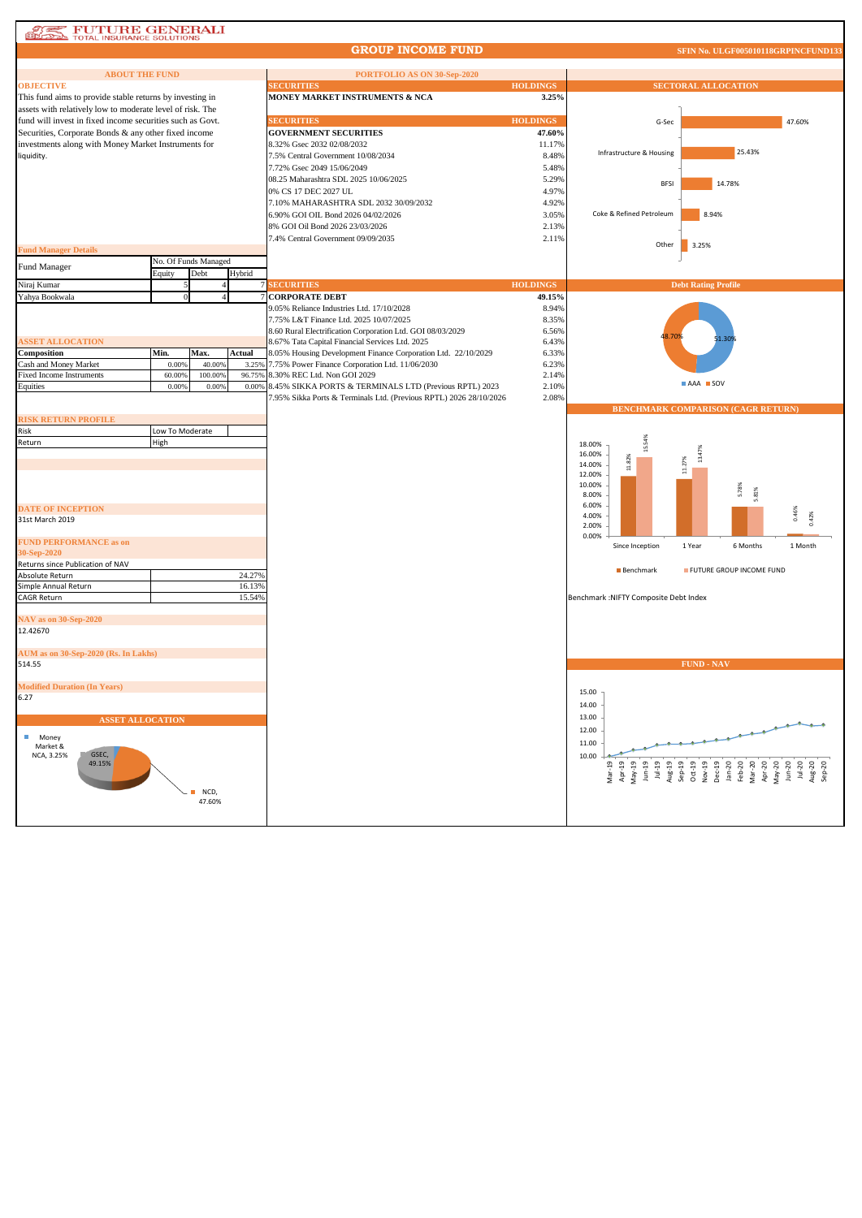# FUTURE GENERALI TOTAL INSURANCE SOLUTIONS

## GROUP INCOME FUND

SFIN No. ULGF005010118GRPINCFUND133

### ABOUT THE FUND

**OBJECTIVE**

This fund aims to provide stable returns by investing in assets with relatively low to moderate level of risk. The fund will invest in fixed income securities such as Govt. Securities, Corporate Bonds & any other fixed income investments along with Money Market Instruments for liquidity.

**Fund Manager Details**

| Fund Manager | No. Of Funds Managed | | |
|---|---|---|---|
| | Equity | Debt | Hybrid |
| Niraj Kumar | 5 | 4 | 7 |
| Yahya Bookwala | 0 | 4 | 7 |

**ASSET ALLOCATION**

| Composition | Min. | Max. | Actual |
|---|---|---|---|
| Cash and Money Market | 0.00% | 40.00% | 3.25% |
| Fixed Income Instruments | 60.00% | 100.00% | 96.75% |
| Equities | 0.00% | 0.00% | 0.00% |

**RISK RETURN PROFILE**

| | |
|---|---|
| Risk | Low To Moderate |
| Return | High |

**DATE OF INCEPTION**

31st March 2019

**FUND PERFORMANCE as on 30-Sep-2020**

Returns since Publication of NAV

| | |
|---|---|
| Absolute Return | 24.27% |
| Simple Annual Return | 16.13% |
| CAGR Return | 15.54% |

**NAV as on 30-Sep-2020**

12.42670

**AUM as on 30-Sep-2020 (Rs. In Lakhs)**

514.55

**Modified Duration (In Years)**

6.27

**ASSET ALLOCATION**

Money Market & NCA, 3.25%; GSEC, 49.15%; NCD, 47.60%

### PORTFOLIO AS ON 30-Sep-2020

| SECURITIES | HOLDINGS |
|---|---|
| **MONEY MARKET INSTRUMENTS & NCA** | **3.25%** |

| SECURITIES | HOLDINGS |
|---|---|
| **GOVERNMENT SECURITIES** | **47.60%** |
| 8.32% Gsec 2032 02/08/2032 | 11.17% |
| 7.5% Central Government 10/08/2034 | 8.48% |
| 7.72% Gsec 2049 15/06/2049 | 5.48% |
| 08.25 Maharashtra SDL 2025 10/06/2025 | 5.29% |
| 0% CS 17 DEC 2027 UL | 4.97% |
| 7.10% MAHARASHTRA SDL 2032 30/09/2032 | 4.92% |
| 6.90% GOI OIL Bond 2026 04/02/2026 | 3.05% |
| 8% GOI Oil Bond 2026 23/03/2026 | 2.13% |
| 7.4% Central Government 09/09/2035 | 2.11% |

| SECURITIES | HOLDINGS |
|---|---|
| **CORPORATE DEBT** | **49.15%** |
| 9.05% Reliance Industries Ltd. 17/10/2028 | 8.94% |
| 7.75% L&T Finance Ltd. 2025 10/07/2025 | 8.35% |
| 8.60 Rural Electrification Corporation Ltd. GOI 08/03/2029 | 6.56% |
| 8.67% Tata Capital Financial Services Ltd. 2025 | 6.43% |
| 8.05% Housing Development Finance Corporation Ltd. 22/10/2029 | 6.33% |
| 7.75% Power Finance Corporation Ltd. 11/06/2030 | 6.23% |
| 8.30% REC Ltd. Non GOI 2029 | 2.14% |
| 8.45% SIKKA PORTS & TERMINALS LTD (Previous RPTL) 2023 | 2.10% |
| 7.95% Sikka Ports & Terminals Ltd. (Previous RPTL) 2026 28/10/2026 | 2.08% |

### SECTORAL ALLOCATION

| Sector | Allocation |
|---|---|
| G-Sec | 47.60% |
| Infrastructure & Housing | 25.43% |
| BFSI | 14.78% |
| Coke & Refined Petroleum | 8.94% |
| Other | 3.25% |

### Debt Rating Profile

AAA 51.30%, SOV 48.70%

### BENCHMARK COMPARISON (CAGR RETURN)

| | Since Inception | 1 Year | 6 Months | 1 Month |
|---|---|---|---|---|
| Benchmark | 11.82% | 11.27% | 5.78% | 0.46% |
| FUTURE GROUP INCOME FUND | 15.54% | 13.47% | 5.81% | 0.42% |

Benchmark :NIFTY Composite Debt Index

### FUND - NAV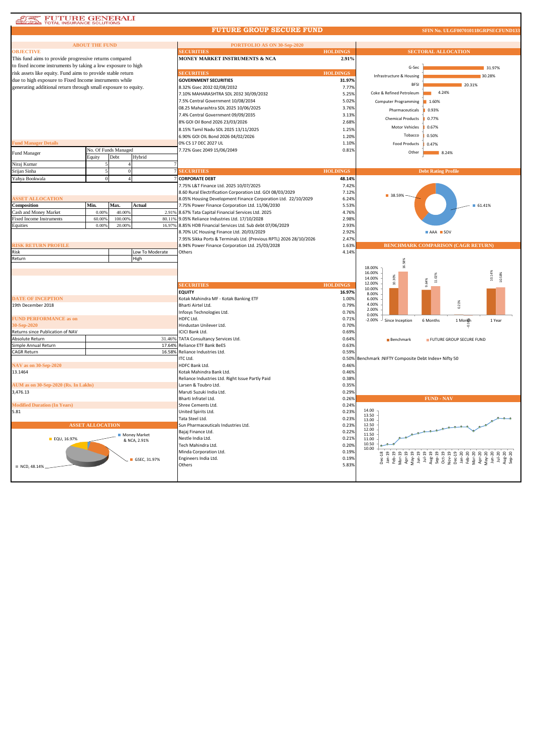# FUTURE GENERALI TOTAL INSURANCE SOLUTIONS

## FUTURE GROUP SECURE FUND

SFIN No. ULGF007010118GRPSECFUND133

### ABOUT THE FUND

**OBJECTIVE**

This fund aims to provide progressive returns compared to fixed income instruments by taking a low exposure to high risk assets like equity. Fund aims to provide stable return due to high exposure to Fixed Income instruments while generating additional return through small exposure to equity.

**Fund Manager Details**

| Fund Manager | No. Of Funds Managed | | |
|---|---|---|---|
| | Equity | Debt | Hybrid |
| Niraj Kumar | 5 | 4 | 7 |
| Srijan Sinha | 5 | 0 | 7 |
| Yahya Bookwala | 0 | 4 | 7 |

**ASSET ALLOCATION**

| Composition | Min. | Max. | Actual |
|---|---|---|---|
| Cash and Money Market | 0.00% | 40.00% | 2.91% |
| Fixed Income Instruments | 60.00% | 100.00% | 80.11% |
| Equities | 0.00% | 20.00% | 16.97% |

**RISK RETURN PROFILE**

| | |
|---|---|
| Risk | Low To Moderate |
| Return | High |

**DATE OF INCEPTION**

19th December 2018

**FUND PERFORMANCE as on 30-Sep-2020**

| | |
|---|---|
| Returns since Publication of NAV | |
| Absolute Return | 31.46% |
| Simple Annual Return | 17.64% |
| CAGR Return | 16.58% |

**NAV as on 30-Sep-2020**

13.1464

**AUM as on 30-Sep-2020 (Rs. In Lakhs)**

3,476.13

**Modified Duration (In Years)**

5.81

**ASSET ALLOCATION**

EQU, 16.97%
Money Market & NCA, 2.91%
GSEC, 31.97%
NCD, 48.14%

### PORTFOLIO AS ON 30-Sep-2020

| SECURITIES | HOLDINGS |
|---|---|
| **MONEY MARKET INSTRUMENTS & NCA** | **2.91%** |

| SECURITIES | HOLDINGS |
|---|---|
| **GOVERNMENT SECURITIES** | **31.97%** |
| 8.32% Gsec 2032 02/08/2032 | 7.77% |
| 7.10% MAHARASHTRA SDL 2032 30/09/2032 | 5.25% |
| 7.5% Central Government 10/08/2034 | 5.02% |
| 08.25 Maharashtra SDL 2025 10/06/2025 | 3.76% |
| 7.4% Central Government 09/09/2035 | 3.13% |
| 8% GOI Oil Bond 2026 23/03/2026 | 2.68% |
| 8.15% Tamil Nadu SDL 2025 13/11/2025 | 1.25% |
| 6.90% GOI OIL Bond 2026 04/02/2026 | 1.20% |
| 0% CS 17 DEC 2027 UL | 1.10% |
| 7.72% Gsec 2049 15/06/2049 | 0.81% |

| SECURITIES | HOLDINGS |
|---|---|
| **CORPORATE DEBT** | **48.14%** |
| 7.75% L&T Finance Ltd. 2025 10/07/2025 | 7.42% |
| 8.60 Rural Electrification Corporation Ltd. GOI 08/03/2029 | 7.12% |
| 8.05% Housing Development Finance Corporation Ltd. 22/10/2029 | 6.24% |
| 7.75% Power Finance Corporation Ltd. 11/06/2030 | 5.53% |
| 8.67% Tata Capital Financial Services Ltd. 2025 | 4.76% |
| 9.05% Reliance Industries Ltd. 17/10/2028 | 2.98% |
| 8.85% HDB Financial Services Ltd. Sub debt 07/06/2029 | 2.93% |
| 8.70% LIC Housing Finance Ltd. 20/03/2029 | 2.92% |
| 7.95% Sikka Ports & Terminals Ltd. (Previous RPTL) 2026 28/10/2026 | 2.47% |
| 8.94% Power Finance Corporation Ltd. 25/03/2028 | 1.63% |
| Others | 4.14% |

| SECURITIES | HOLDINGS |
|---|---|
| **EQUITY** | **16.97%** |
| Kotak Mahindra MF - Kotak Banking ETF | 1.00% |
| Bharti Airtel Ltd. | 0.79% |
| Infosys Technologies Ltd. | 0.76% |
| HDFC Ltd. | 0.71% |
| Hindustan Unilever Ltd. | 0.70% |
| ICICI Bank Ltd. | 0.69% |
| TATA Consultancy Services Ltd. | 0.64% |
| Reliance ETF Bank BeES | 0.63% |
| Reliance Industries Ltd. | 0.59% |
| ITC Ltd. | 0.50% |
| HDFC Bank Ltd. | 0.46% |
| Kotak Mahindra Bank Ltd. | 0.46% |
| Reliance Industries Ltd. Right Issue Partly Paid | 0.38% |
| Larsen & Toubro Ltd. | 0.35% |
| Maruti Suzuki India Ltd. | 0.29% |
| Bharti Infratel Ltd. | 0.26% |
| Shree Cements Ltd. | 0.24% |
| United Spirits Ltd. | 0.23% |
| Tata Steel Ltd. | 0.23% |
| Sun Pharmaceuticals Industries Ltd. | 0.23% |
| Bajaj Finance Ltd. | 0.22% |
| Nestle India Ltd. | 0.21% |
| Tech Mahindra Ltd. | 0.20% |
| Minda Corporation Ltd. | 0.19% |
| Engineers India Ltd. | 0.19% |
| Others | 5.83% |

### SECTORAL ALLOCATION

G-Sec 31.97%
Infrastructure & Housing 30.28%
BFSI 20.31%
Coke & Refined Petroleum 4.24%
Computer Programming 1.60%
Pharmaceuticals 0.93%
Chemical Products 0.77%
Motor Vehicles 0.67%
Tobacco 0.50%
Food Products 0.47%
Other 8.24%

### Debt Rating Profile

38.59%
61.41%
AAA SOV

### BENCHMARK COMPARISON (CAGR RETURN)

10.30% 16.58%
9.64% 11.02%
0.21% -0.19%
10.14% 10.58%

Since Inception, 6 Months, 1 Month, 1 Year

Benchmark FUTURE GROUP SECURE FUND

Benchmark :NIFTY Composite Debt Index+ Nifty 50

### FUND - NAV

Dec-18 to Sep-20